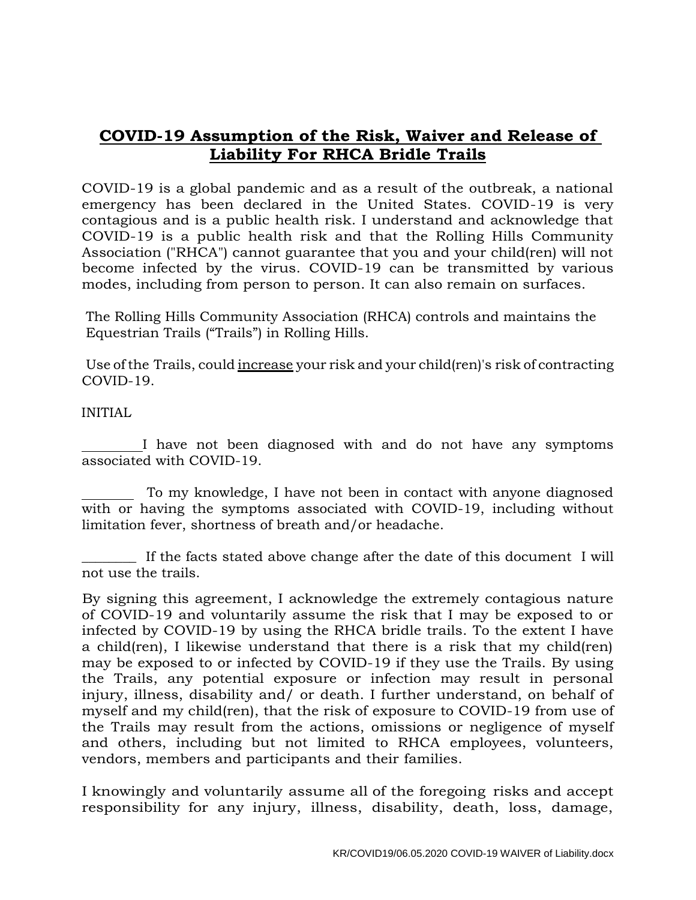## **COVID-19 Assumption of the Risk, Waiver and Release of Liability For RHCA Bridle Trails**

COVID-19 is a global pandemic and as a result of the outbreak, a national emergency has been declared in the United States. COVID-19 is very contagious and is a public health risk. I understand and acknowledge that COVID-19 is a public health risk and that the Rolling Hills Community Association ("RHCA") cannot guarantee that you and your child(ren) will not become infected by the virus. COVID-19 can be transmitted by various modes, including from person to person. It can also remain on surfaces.

The Rolling Hills Community Association (RHCA) controls and maintains the Equestrian Trails ("Trails") in Rolling Hills.

Use of the Trails, could <u>increase</u> your risk and your child(ren)'s risk of contracting COVID-19.

INITIAL

________I have not been diagnosed with and do not have any symptoms associated with COVID-19.

_______ To my knowledge, I have not been in contact with anyone diagnosed with or having the symptoms associated with COVID-19, including without limitation fever, shortness of breath and/or headache.

_______ If the facts stated above change after the date of this document I will not use the trails.

By signing this agreement, I acknowledge the extremely contagious nature of COVID-19 and voluntarily assume the risk that I may be exposed to or infected by COVID-19 by using the RHCA bridle trails. To the extent I have a child(ren), I likewise understand that there is a risk that my child(ren) may be exposed to or infected by COVID-19 if they use the Trails. By using the Trails, any potential exposure or infection may result in personal injury, illness, disability and/ or death. I further understand, on behalf of myself and my child(ren), that the risk of exposure to COVID-19 from use of the Trails may result from the actions, omissions or negligence of myself and others, including but not limited to RHCA employees, volunteers, vendors, members and participants and their families.

I knowingly and voluntarily assume all of the foregoing risks and accept responsibility for any injury, illness, disability, death, loss, damage,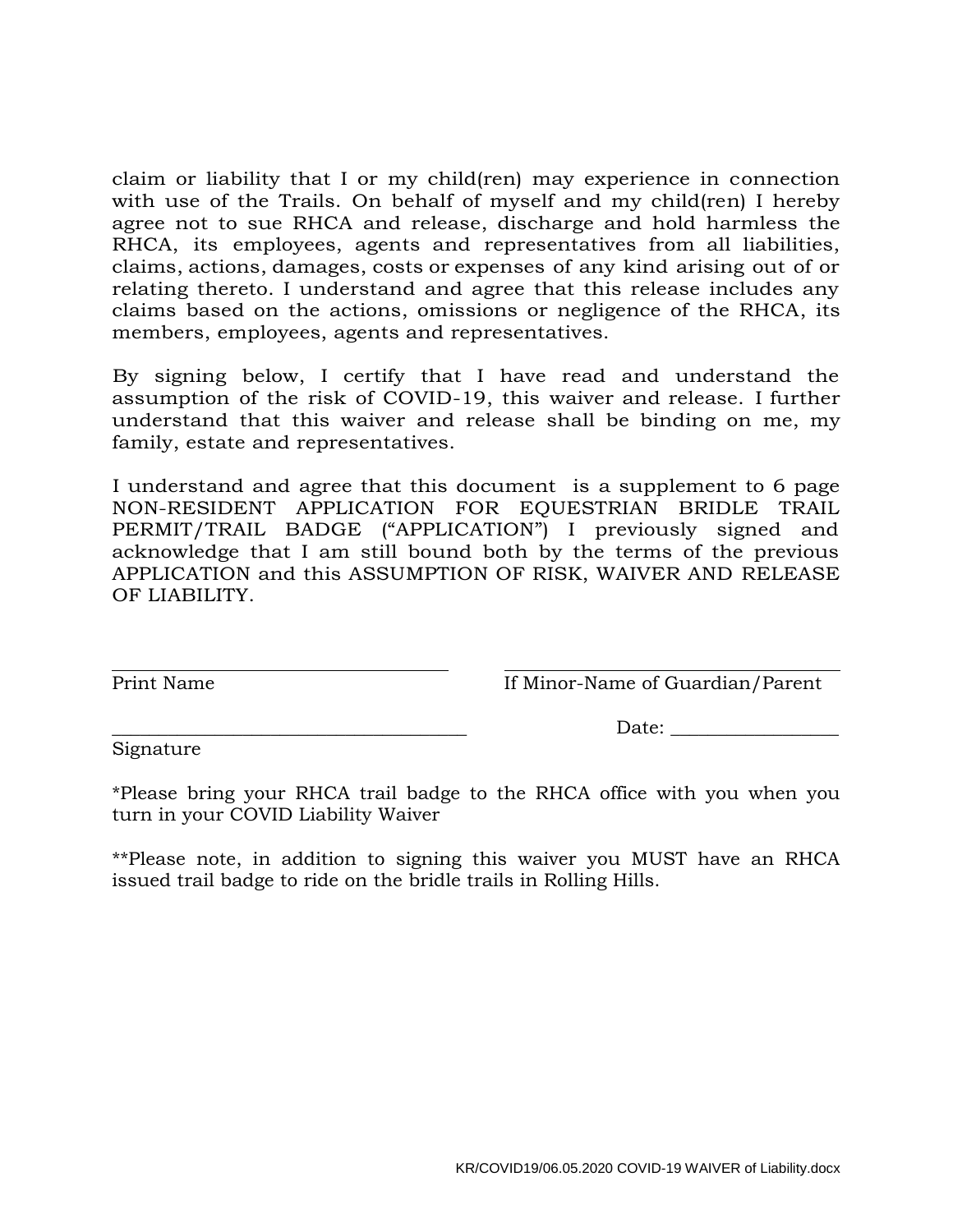claim or liability that I or my child(ren) may experience in connection with use of the Trails. On behalf of myself and my child(ren) I hereby agree not to sue RHCA and release, discharge and hold harmless the RHCA, its employees, agents and representatives from all liabilities, claims, actions, damages, costs or expenses of any kind arising out of or relating thereto. I understand and agree that this release includes any claims based on the actions, omissions or negligence of the RHCA, its members, employees, agents and representatives.

By signing below, I certify that I have read and understand the assumption of the risk of COVID-19, this waiver and release. I further understand that this waiver and release shall be binding on me, my family, estate and representatives.

I understand and agree that this document is a supplement to 6 page NON-RESIDENT APPLICATION FOR EQUESTRIAN BRIDLE TRAIL PERMIT/TRAIL BADGE ("APPLICATION") I previously signed and acknowledge that I am still bound both by the terms of the previous APPLICATION and this ASSUMPTION OF RISK, WAIVER AND RELEASE OF LIABILITY.

\_\_\_\_\_\_\_\_\_\_\_\_\_\_\_\_\_\_\_\_\_\_\_\_\_\_\_\_\_\_\_\_\_\_\_\_ \_\_\_\_\_\_\_\_\_\_\_\_\_\_\_\_\_\_\_\_\_\_\_\_\_\_\_\_\_\_\_\_\_\_\_\_
Print Name If Minor-Name of Guardian/Parent

\_\_\_\_\_\_\_\_\_\_\_\_\_\_\_\_\_\_\_\_\_\_\_\_\_\_\_\_\_\_\_\_\_\_\_\_ Date: \_\_\_\_\_\_\_\_\_\_\_\_\_\_\_\_\_\_
Signature

*Please bring your RHCA trail badge to the RHCA office with you when you turn in your COVID Liability Waiver

**Please note, in addition to signing this waiver you MUST have an RHCA issued trail badge to ride on the bridle trails in Rolling Hills.

KR/COVID19/06.05.2020 COVID-19 WAIVER of Liability.docx